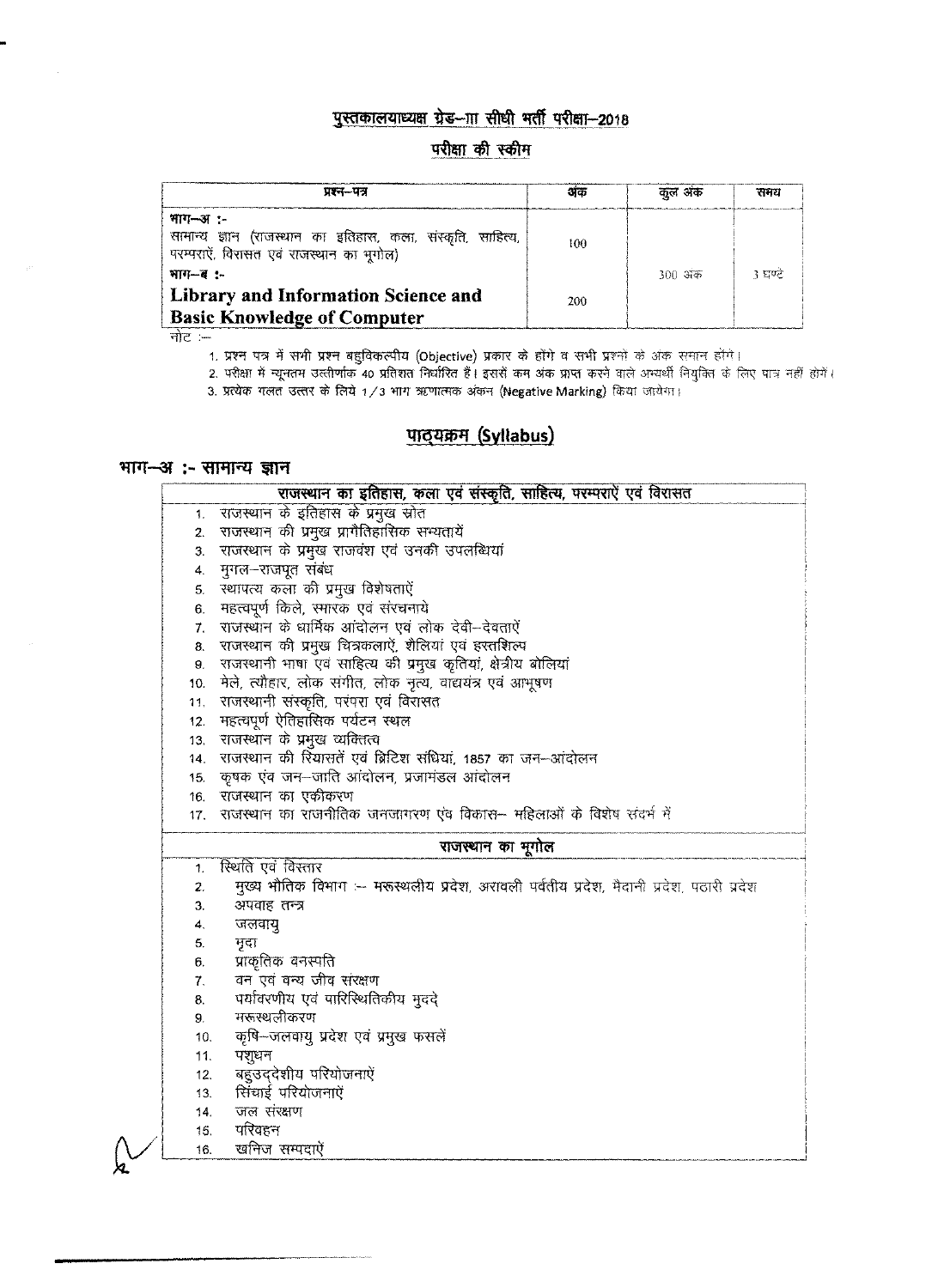# पुस्तकालयाध्यक्ष ग्रेड–III सीधी भर्ती परीक्षा–2018

## परीक्षा की स्कीम

| प्रश्न–पत्र | अंक | कुल अंक | समय |
|---|---|---|---|
| भाग–अ :- सामान्य ज्ञान (राजस्थान का इतिहास, कला, संस्कृति, साहित्य, परम्पराएें, विरासत एवं राजस्थान का भूगोल) | 100 | 300 अंक | 3 घण्टे |
| भाग–ब :- **Library and Information Science and Basic Knowledge of Computer** | 200 | | |

नोट :–

1. प्रश्न पत्र में सभी प्रश्न बहुविकल्पीय (Objective) प्रकार के होंगे व सभी प्रश्नो के अंक समान होंगे।
2. परीक्षा में न्यूनतम उत्तीर्णांक 40 प्रतिशत निर्धारित हैं। इससे कम अंक प्राप्त करने वाले अभ्यर्थी नियुक्ति के लिए पात्र नहीं होंगे।
3. प्रत्येक गलत उत्तर के लिये 1/3 भाग ऋणात्मक अंकन (Negative Marking) किया जायेगा।

## पाठ्यक्रम (Syllabus)

### भाग–अ :- सामान्य ज्ञान

**राजस्थान का इतिहास, कला एवं संस्कृति, साहित्य, परम्पराऐं एवं विरासत**

1. राजस्थान के इतिहास के प्रमुख स्रोत
2. राजस्थान की प्रमुख प्रागैतिहासिक सभ्यतायें
3. राजस्थान के प्रमुख राजवंश एवं उनकी उपलब्धियां
4. मुगल–राजपूत संबंध
5. स्थापत्य कला की प्रमुख विशेषताऐं
6. महत्वपूर्ण किले, स्मारक एवं संरचनाये
7. राजस्थान के धार्मिक आंदोलन एवं लोक देवी–देवताऐं
8. राजस्थान की प्रमुख चित्रकलाऐं, शैलियां एवं हस्तशिल्प
9. राजस्थानी भाषा एवं साहित्य की प्रमुख कृतियां, क्षेत्रीय बोलियां
10. मेले, त्यौहार, लोक संगीत, लोक नृत्य, वाद्ययंत्र एवं आभूषण
11. राजस्थानी संस्कृति, परंपरा एवं विरासत
12. महत्वपूर्ण ऐतिहासिक पर्यटन स्थल
13. राजस्थान के प्रमुख व्यक्तित्व
14. राजस्थान की रियासतें एवं ब्रिटिश संधियां, 1857 का जन–आंदोलन
15. कृषक एंव जन–जाति आंदोलन, प्रजामंडल आंदोलन
16. राजस्थान का एकीकरण
17. राजस्थान का राजनीतिक जनजागरण एंव विकास– महिलाओं के विशेष संदर्भ में

**राजस्थान का भूगोल**

1. स्थिति एवं विस्तार
2. मुख्य भौतिक विभाग :– मरूस्थलीय प्रदेश, अरावली पर्वतीय प्रदेश, मैदानी प्रदेश, पठारी प्रदेश
3. अपवाह तन्त्र
4. जलवायु
5. मृदा
6. प्राकृतिक वनस्पति
7. वन एवं वन्य जीव संरक्षण
8. पर्यावरणीय एवं पारिस्थितिकीय मुद्दे
9. मरूस्थलीकरण
10. कृषि–जलवायु प्रदेश एवं प्रमुख फसलें
11. पशुधन
12. बहुउद्देशीय परियोजनाऐं
13. सिंचाई परियोजनाऐं
14. जल संरक्षण
15. परिवहन
16. खनिज सम्पदाऐं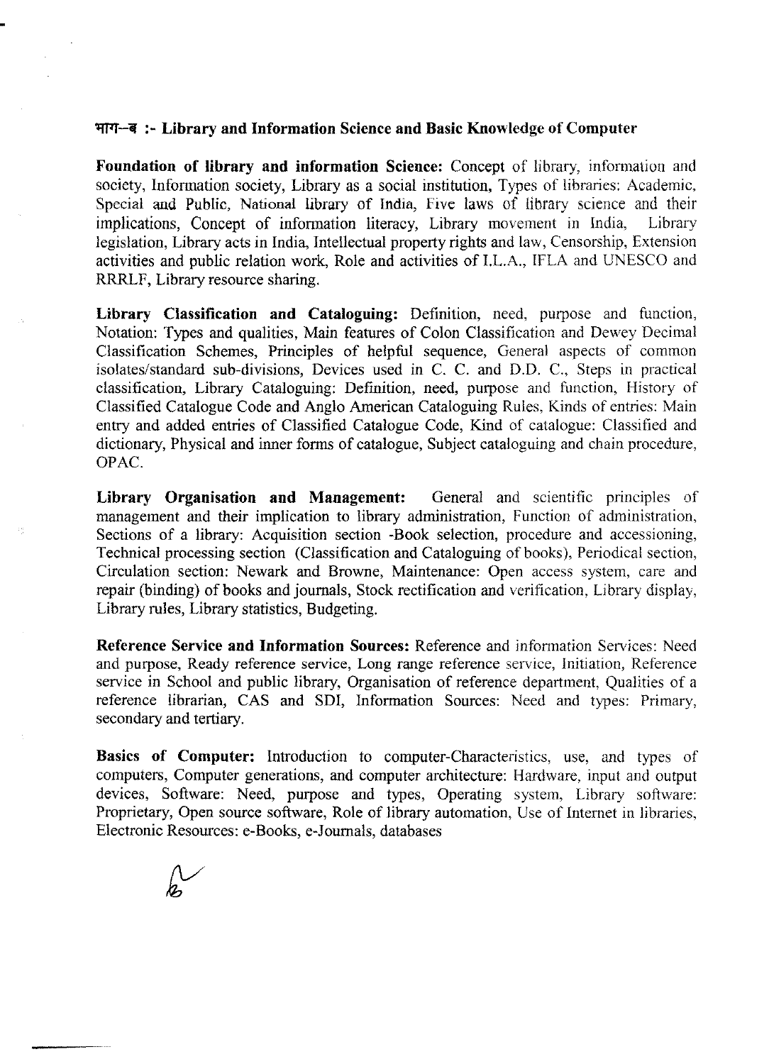## भाग–ब :- Library and Information Science and Basic Knowledge of Computer

**Foundation of library and information Science:** Concept of library, information and society, Information society, Library as a social institution, Types of libraries: Academic, Special and Public, National library of India, Five laws of library science and their implications, Concept of information literacy, Library movement in India, Library legislation, Library acts in India, Intellectual property rights and law, Censorship, Extension activities and public relation work, Role and activities of I.L.A., IFLA and UNESCO and RRRLF, Library resource sharing.

**Library Classification and Cataloguing:** Definition, need, purpose and function, Notation: Types and qualities, Main features of Colon Classification and Dewey Decimal Classification Schemes, Principles of helpful sequence, General aspects of common isolates/standard sub-divisions, Devices used in C. C. and D.D. C., Steps in practical classification, Library Cataloguing: Definition, need, purpose and function, History of Classified Catalogue Code and Anglo American Cataloguing Rules, Kinds of entries: Main entry and added entries of Classified Catalogue Code, Kind of catalogue: Classified and dictionary, Physical and inner forms of catalogue, Subject cataloguing and chain procedure, OPAC.

**Library Organisation and Management:** General and scientific principles of management and their implication to library administration, Function of administration, Sections of a library: Acquisition section -Book selection, procedure and accessioning, Technical processing section (Classification and Cataloguing of books), Periodical section, Circulation section: Newark and Browne, Maintenance: Open access system, care and repair (binding) of books and journals, Stock rectification and verification, Library display, Library rules, Library statistics, Budgeting.

**Reference Service and Information Sources:** Reference and information Services: Need and purpose, Ready reference service, Long range reference service, Initiation, Reference service in School and public library, Organisation of reference department, Qualities of a reference librarian, CAS and SDI, Information Sources: Need and types: Primary, secondary and tertiary.

**Basics of Computer:** Introduction to computer-Characteristics, use, and types of computers, Computer generations, and computer architecture: Hardware, input and output devices, Software: Need, purpose and types, Operating system, Library software: Proprietary, Open source software, Role of library automation, Use of Internet in libraries, Electronic Resources: e-Books, e-Journals, databases